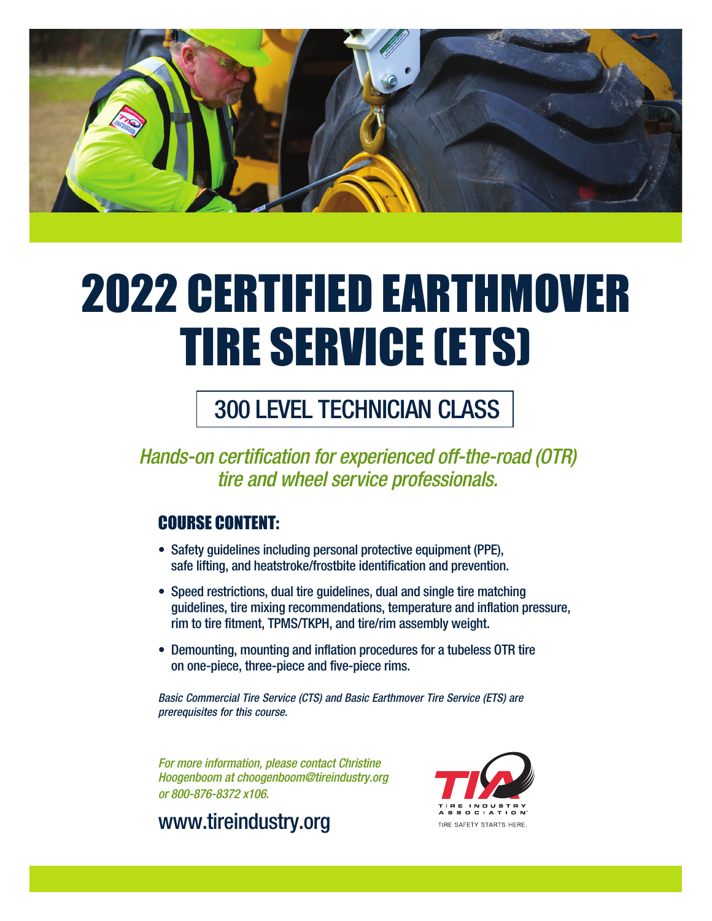# 2022 CERTIFIED EARTHMOVER TIRE SERVICE (ETS)

## 300 LEVEL TECHNICIAN CLASS

*Hands-on certification for experienced off-the-road (OTR) tire and wheel service professionals.*

### COURSE CONTENT:

- Safety guidelines including personal protective equipment (PPE), safe lifting, and heatstroke/frostbite identification and prevention.
- Speed restrictions, dual tire guidelines, dual and single tire matching guidelines, tire mixing recommendations, temperature and inflation pressure, rim to tire fitment, TPMS/TKPH, and tire/rim assembly weight.
- Demounting, mounting and inflation procedures for a tubeless OTR tire on one-piece, three-piece and five-piece rims.

*Basic Commercial Tire Service (CTS) and Basic Earthmover Tire Service (ETS) are prerequisites for this course.*

*For more information, please contact Christine Hoogenboom at choogenboom@tireindustry.org or 800-876-8372 x106.*

www.tireindustry.org

TIA TIRE INDUSTRY ASSOCIATION
TIRE SAFETY STARTS HERE.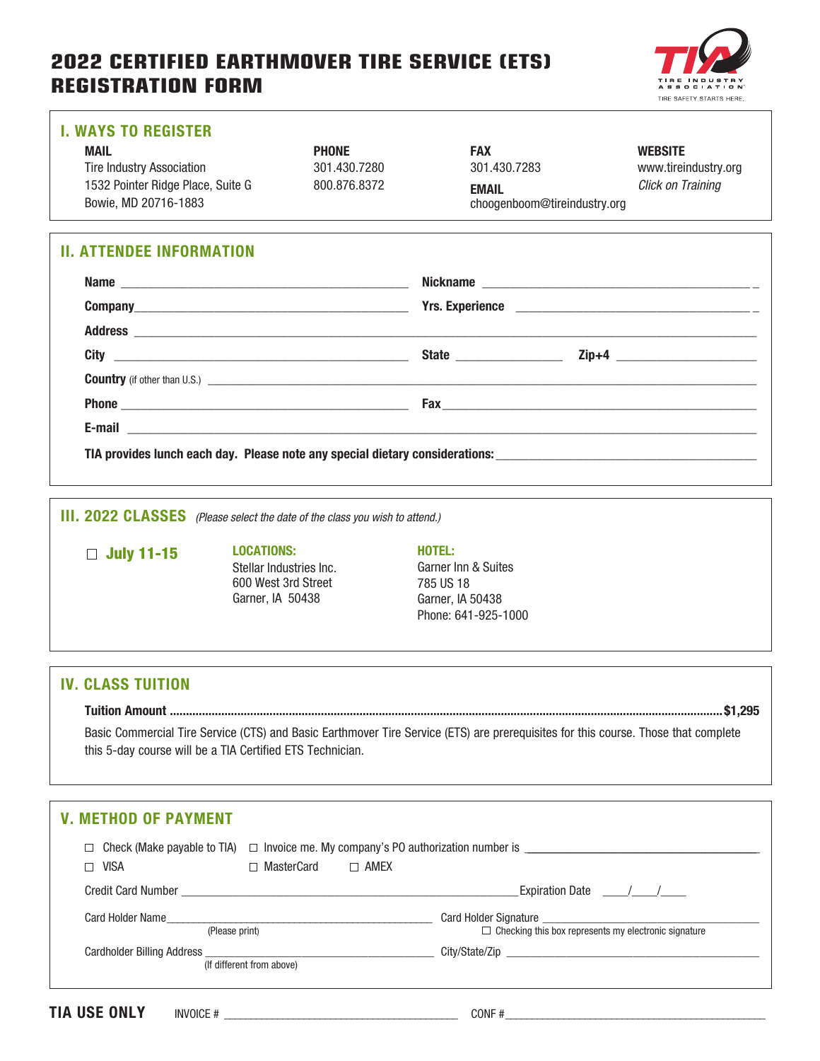# 2022 CERTIFIED EARTHMOVER TIRE SERVICE (ETS) REGISTRATION FORM

TIA
TIRE INDUSTRY ASSOCIATION
TIRE SAFETY STARTS HERE.

## I. WAYS TO REGISTER

**MAIL**
Tire Industry Association
1532 Pointer Ridge Place, Suite G
Bowie, MD 20716-1883

**PHONE**
301.430.7280
800.876.8372

**FAX**
301.430.7283

**EMAIL**
choogenboom@tireindustry.org

**WEBSITE**
www.tireindustry.org
*Click on Training*

## II. ATTENDEE INFORMATION

**Name** ____________________ **Nickname** ____________________

**Company** ____________________ **Yrs. Experience** ____________________

**Address** ____________________

**City** ____________________ **State** __________ **Zip+4** __________

**Country** (if other than U.S.) ____________________

**Phone** ____________________ **Fax** ____________________

**E-mail** ____________________

**TIA provides lunch each day. Please note any special dietary considerations:** ____________________

## III. 2022 CLASSES *(Please select the date of the class you wish to attend.)*

☐ **July 11-15**

**LOCATIONS:**
Stellar Industries Inc.
600 West 3rd Street
Garner, IA 50438

**HOTEL:**
Garner Inn & Suites
785 US 18
Garner, IA 50438
Phone: 641-925-1000

## IV. CLASS TUITION

**Tuition Amount ............................................................ $1,295**

Basic Commercial Tire Service (CTS) and Basic Earthmover Tire Service (ETS) are prerequisites for this course. Those that complete this 5-day course will be a TIA Certified ETS Technician.

## V. METHOD OF PAYMENT

☐ Check (Make payable to TIA) ☐ Invoice me. My company's PO authorization number is ____________________

☐ VISA ☐ MasterCard ☐ AMEX

Credit Card Number ____________________ Expiration Date ____/____/____

Card Holder Name ____________________ (Please print)

Card Holder Signature ____________________
☐ Checking this box represents my electronic signature

Cardholder Billing Address ____________________ (If different from above)

City/State/Zip ____________________

**TIA USE ONLY** INVOICE # ____________________ CONF # ____________________